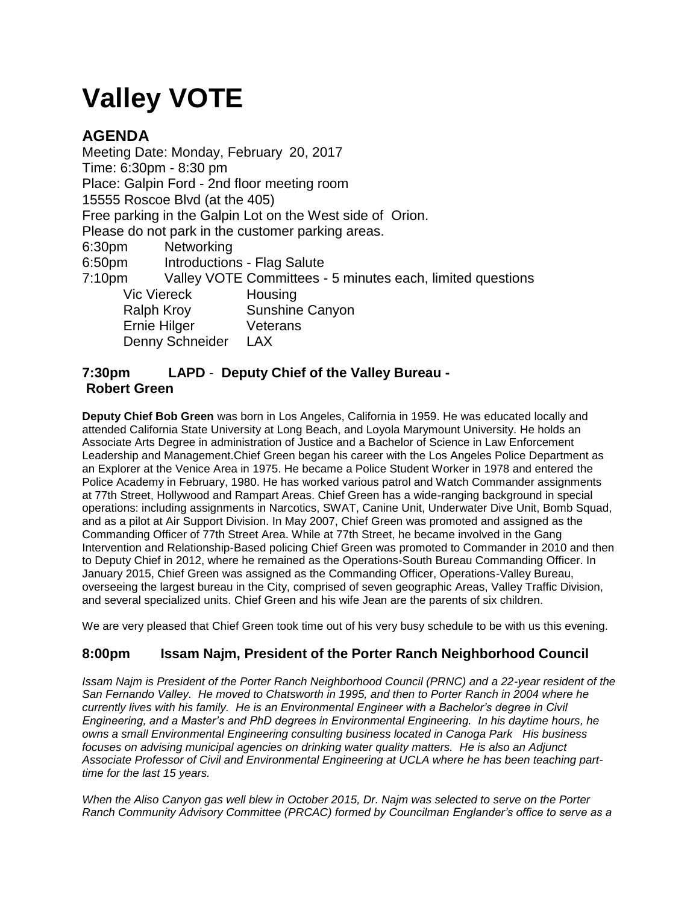# Valley VOTE

## AGENDA

Meeting Date: Monday, February 20, 2017
Time: 6:30pm - 8:30 pm
Place: Galpin Ford - 2nd floor meeting room
15555 Roscoe Blvd (at the 405)
Free parking in the Galpin Lot on the West side of Orion.
Please do not park in the customer parking areas.

6:30pm Networking
6:50pm Introductions - Flag Salute
7:10pm Valley VOTE Committees - 5 minutes each, limited questions

- Vic Viereck — Housing
- Ralph Kroy — Sunshine Canyon
- Ernie Hilger — Veterans
- Denny Schneider — LAX

### 7:30pm LAPD - Deputy Chief of the Valley Bureau - Robert Green

**Deputy Chief Bob Green** was born in Los Angeles, California in 1959. He was educated locally and attended California State University at Long Beach, and Loyola Marymount University. He holds an Associate Arts Degree in administration of Justice and a Bachelor of Science in Law Enforcement Leadership and Management.Chief Green began his career with the Los Angeles Police Department as an Explorer at the Venice Area in 1975. He became a Police Student Worker in 1978 and entered the Police Academy in February, 1980. He has worked various patrol and Watch Commander assignments at 77th Street, Hollywood and Rampart Areas. Chief Green has a wide-ranging background in special operations: including assignments in Narcotics, SWAT, Canine Unit, Underwater Dive Unit, Bomb Squad, and as a pilot at Air Support Division. In May 2007, Chief Green was promoted and assigned as the Commanding Officer of 77th Street Area. While at 77th Street, he became involved in the Gang Intervention and Relationship-Based policing Chief Green was promoted to Commander in 2010 and then to Deputy Chief in 2012, where he remained as the Operations-South Bureau Commanding Officer. In January 2015, Chief Green was assigned as the Commanding Officer, Operations-Valley Bureau, overseeing the largest bureau in the City, comprised of seven geographic Areas, Valley Traffic Division, and several specialized units. Chief Green and his wife Jean are the parents of six children.

We are very pleased that Chief Green took time out of his very busy schedule to be with us this evening.

### 8:00pm Issam Najm, President of the Porter Ranch Neighborhood Council

*Issam Najm is President of the Porter Ranch Neighborhood Council (PRNC) and a 22-year resident of the San Fernando Valley. He moved to Chatsworth in 1995, and then to Porter Ranch in 2004 where he currently lives with his family. He is an Environmental Engineer with a Bachelor's degree in Civil Engineering, and a Master's and PhD degrees in Environmental Engineering. In his daytime hours, he owns a small Environmental Engineering consulting business located in Canoga Park His business focuses on advising municipal agencies on drinking water quality matters. He is also an Adjunct Associate Professor of Civil and Environmental Engineering at UCLA where he has been teaching part-time for the last 15 years.*

*When the Aliso Canyon gas well blew in October 2015, Dr. Najm was selected to serve on the Porter Ranch Community Advisory Committee (PRCAC) formed by Councilman Englander's office to serve as a*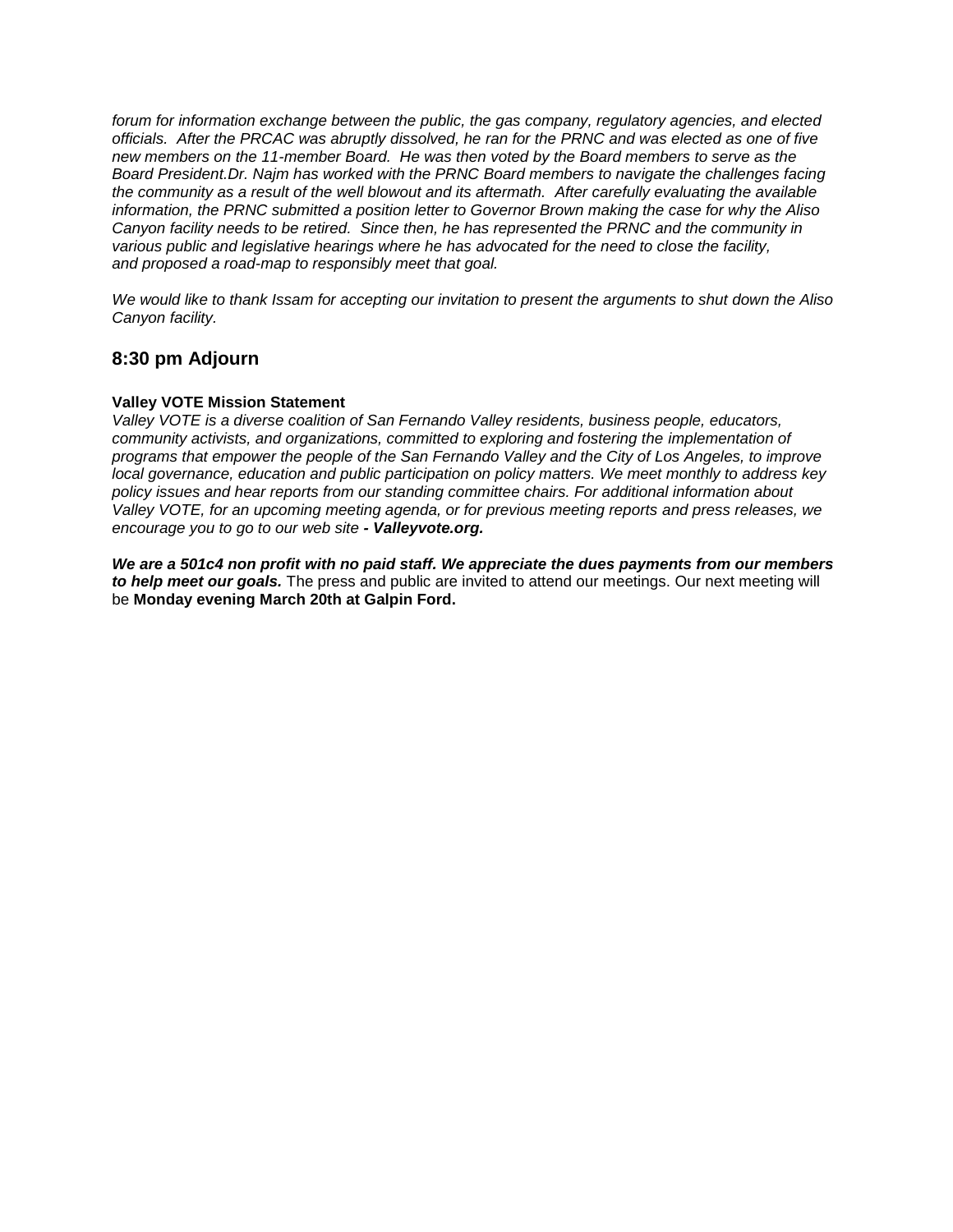*forum for information exchange between the public, the gas company, regulatory agencies, and elected officials. After the PRCAC was abruptly dissolved, he ran for the PRNC and was elected as one of five new members on the 11-member Board. He was then voted by the Board members to serve as the Board President.Dr. Najm has worked with the PRNC Board members to navigate the challenges facing the community as a result of the well blowout and its aftermath. After carefully evaluating the available information, the PRNC submitted a position letter to Governor Brown making the case for why the Aliso Canyon facility needs to be retired. Since then, he has represented the PRNC and the community in various public and legislative hearings where he has advocated for the need to close the facility, and proposed a road-map to responsibly meet that goal.*

*We would like to thank Issam for accepting our invitation to present the arguments to shut down the Aliso Canyon facility.*

## 8:30 pm Adjourn

**Valley VOTE Mission Statement**
*Valley VOTE is a diverse coalition of San Fernando Valley residents, business people, educators, community activists, and organizations, committed to exploring and fostering the implementation of programs that empower the people of the San Fernando Valley and the City of Los Angeles, to improve local governance, education and public participation on policy matters. We meet monthly to address key policy issues and hear reports from our standing committee chairs. For additional information about Valley VOTE, for an upcoming meeting agenda, or for previous meeting reports and press releases, we encourage you to go to our web site* ***- Valleyvote.org.***

***We are a 501c4 non profit with no paid staff. We appreciate the dues payments from our members to help meet our goals.*** The press and public are invited to attend our meetings. Our next meeting will be **Monday evening March 20th at Galpin Ford.**